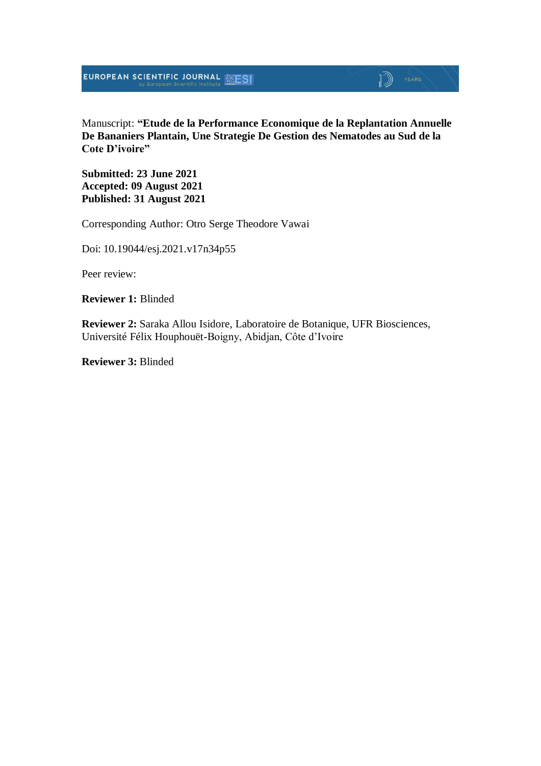Manuscript: **"Etude de la Performance Economique de la Replantation Annuelle De Bananiers Plantain, Une Strategie De Gestion des Nematodes au Sud de la Cote D'ivoire"**

**Submitted: 23 June 2021**
**Accepted: 09 August 2021**
**Published: 31 August 2021**

Corresponding Author: Otro Serge Theodore Vawai

Doi: 10.19044/esj.2021.v17n34p55

Peer review:

**Reviewer 1:** Blinded

**Reviewer 2:** Saraka Allou Isidore, Laboratoire de Botanique, UFR Biosciences, Université Félix Houphouët-Boigny, Abidjan, Côte d'Ivoire

**Reviewer 3:** Blinded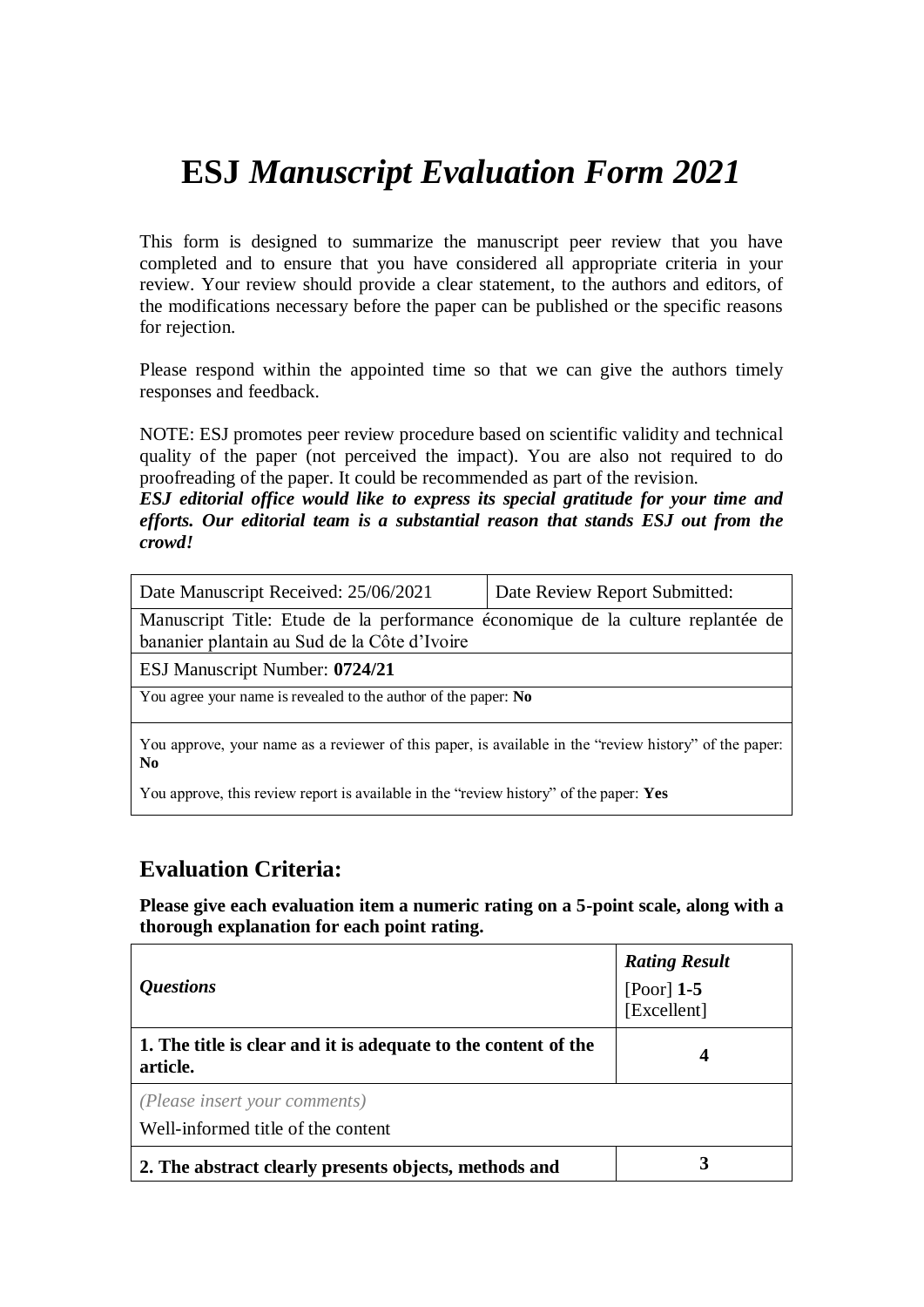# ESJ *Manuscript Evaluation Form 2021*

This form is designed to summarize the manuscript peer review that you have completed and to ensure that you have considered all appropriate criteria in your review. Your review should provide a clear statement, to the authors and editors, of the modifications necessary before the paper can be published or the specific reasons for rejection.

Please respond within the appointed time so that we can give the authors timely responses and feedback.

NOTE: ESJ promotes peer review procedure based on scientific validity and technical quality of the paper (not perceived the impact). You are also not required to do proofreading of the paper. It could be recommended as part of the revision.

***ESJ editorial office would like to express its special gratitude for your time and efforts. Our editorial team is a substantial reason that stands ESJ out from the crowd!***

| Date Manuscript Received: 25/06/2021 | Date Review Report Submitted: |
|---|---|
| Manuscript Title: Etude de la performance économique de la culture replantée de bananier plantain au Sud de la Côte d'Ivoire | |
| ESJ Manuscript Number: **0724/21** | |
| You agree your name is revealed to the author of the paper: **No** | |
| You approve, your name as a reviewer of this paper, is available in the "review history" of the paper: **No**<br>You approve, this review report is available in the "review history" of the paper: **Yes** | |

## Evaluation Criteria:

**Please give each evaluation item a numeric rating on a 5-point scale, along with a thorough explanation for each point rating.**

| ***Questions*** | ***Rating Result***<br>[Poor] **1-5** [Excellent] |
|---|---|
| **1. The title is clear and it is adequate to the content of the article.** | **4** |
| *(Please insert your comments)*<br>Well-informed title of the content | |
| **2. The abstract clearly presents objects, methods and** | **3** |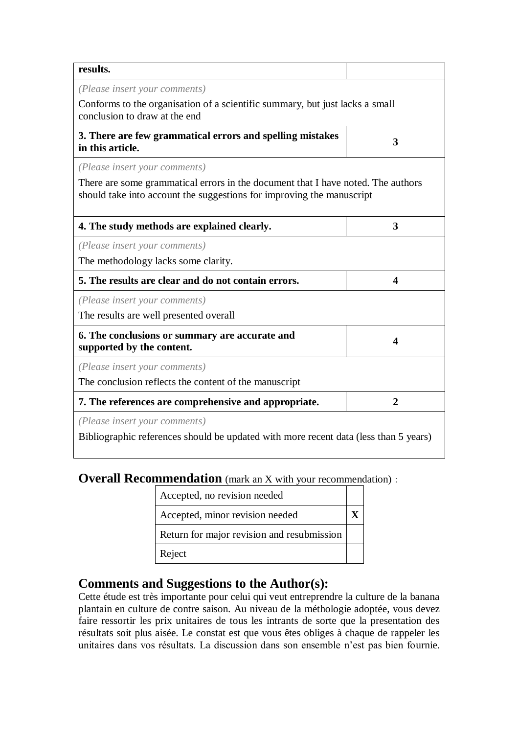| results. | |
|---|---|
| *(Please insert your comments)* Conforms to the organisation of a scientific summary, but just lacks a small conclusion to draw at the end | |
| **3. There are few grammatical errors and spelling mistakes in this article.** | **3** |
| *(Please insert your comments)* There are some grammatical errors in the document that I have noted. The authors should take into account the suggestions for improving the manuscript | |
| **4. The study methods are explained clearly.** | **3** |
| *(Please insert your comments)* The methodology lacks some clarity. | |
| **5. The results are clear and do not contain errors.** | **4** |
| *(Please insert your comments)* The results are well presented overall | |
| **6. The conclusions or summary are accurate and supported by the content.** | **4** |
| *(Please insert your comments)* The conclusion reflects the content of the manuscript | |
| **7. The references are comprehensive and appropriate.** | **2** |
| *(Please insert your comments)* Bibliographic references should be updated with more recent data (less than 5 years) | |

## Overall Recommendation (mark an X with your recommendation) :

| Recommendation | |
|---|---|
| Accepted, no revision needed | |
| Accepted, minor revision needed | **X** |
| Return for major revision and resubmission | |
| Reject | |

## Comments and Suggestions to the Author(s):

Cette étude est très importante pour celui qui veut entreprendre la culture de la banana plantain en culture de contre saison. Au niveau de la méthologie adoptée, vous devez faire ressortir les prix unitaires de tous les intrants de sorte que la presentation des résultats soit plus aisée. Le constat est que vous êtes obliges à chaque de rappeler les unitaires dans vos résultats. La discussion dans son ensemble n'est pas bien fournie.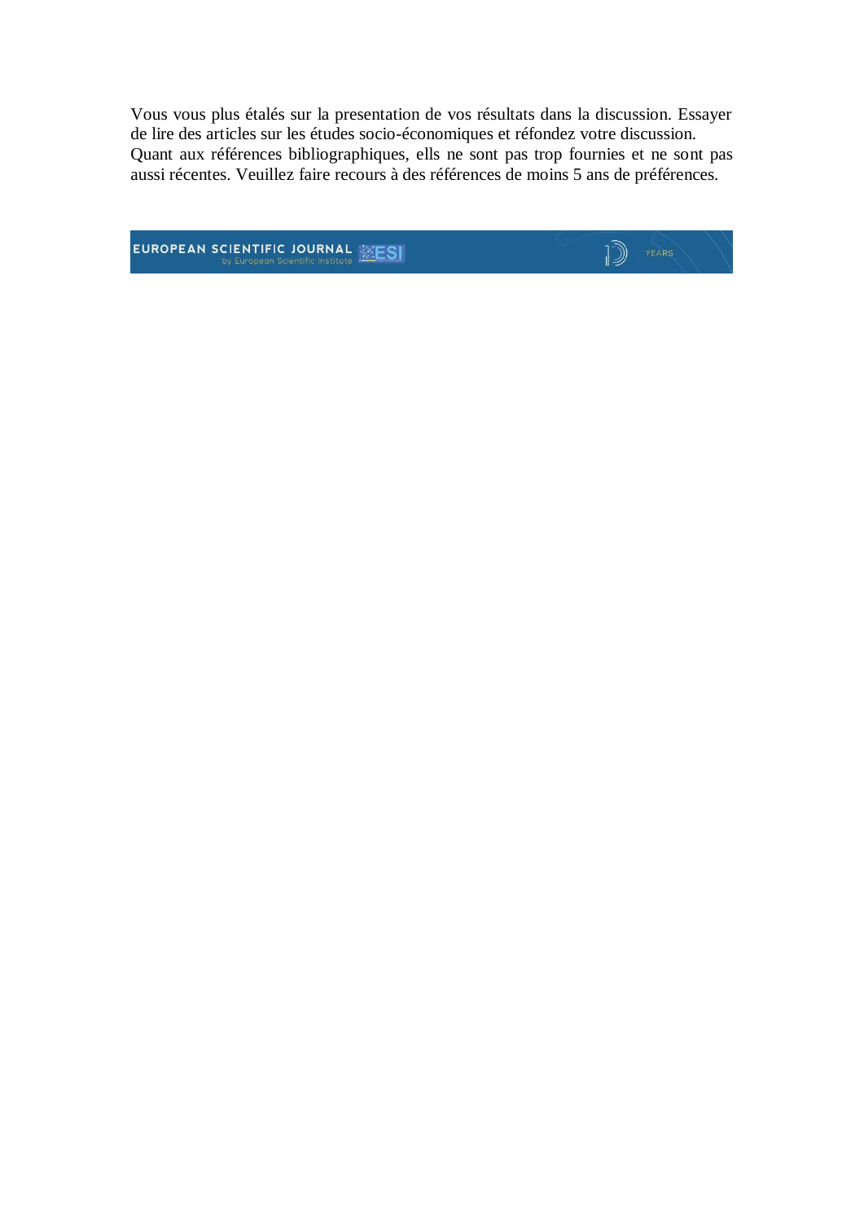Vous vous plus étalés sur la presentation de vos résultats dans la discussion. Essayer de lire des articles sur les études socio-économiques et réfondez votre discussion.
Quant aux références bibliographiques, ells ne sont pas trop fournies et ne sont pas aussi récentes. Veuillez faire recours à des références de moins 5 ans de préférences.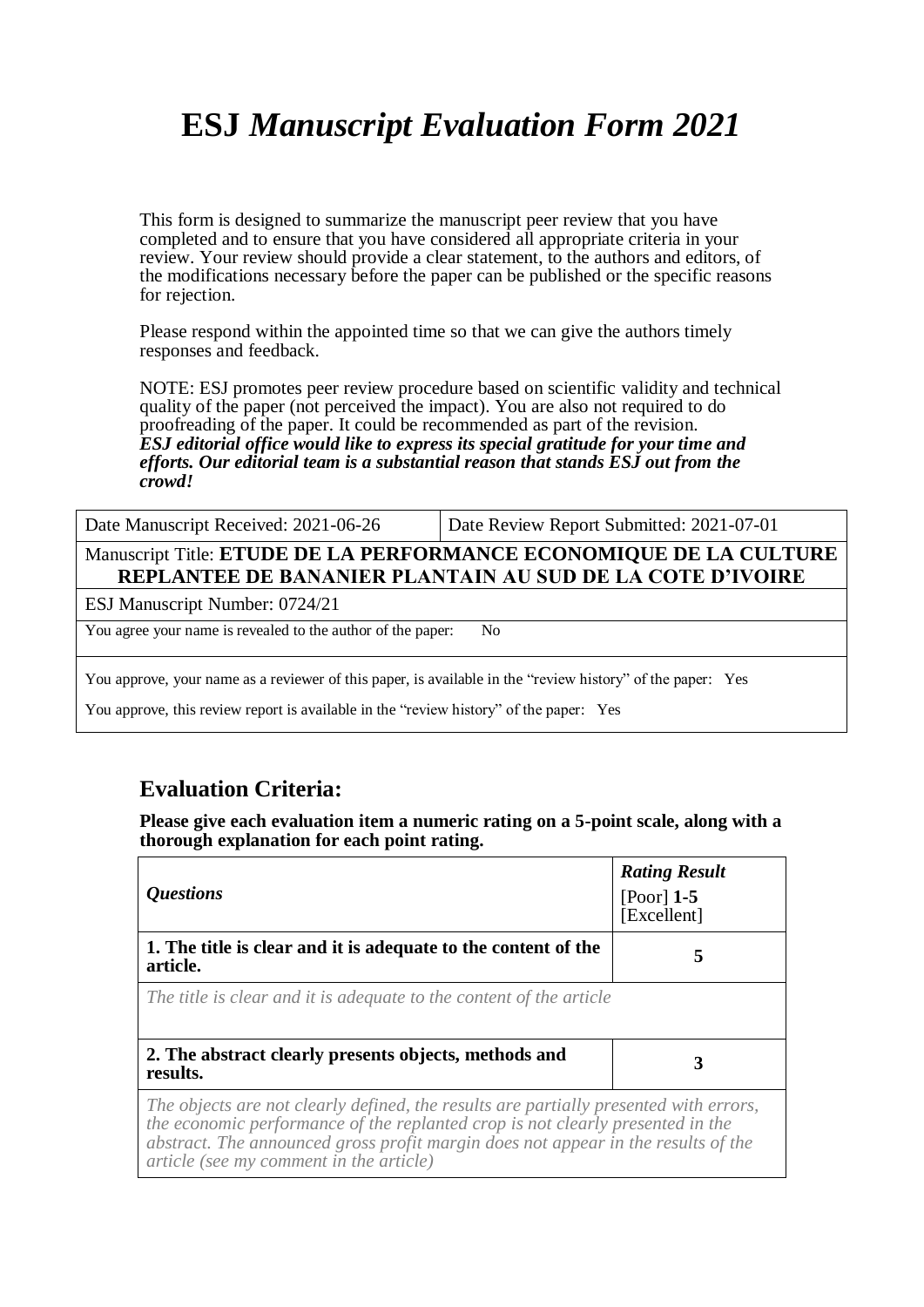# ESJ *Manuscript Evaluation Form 2021*

This form is designed to summarize the manuscript peer review that you have completed and to ensure that you have considered all appropriate criteria in your review. Your review should provide a clear statement, to the authors and editors, of the modifications necessary before the paper can be published or the specific reasons for rejection.

Please respond within the appointed time so that we can give the authors timely responses and feedback.

NOTE: ESJ promotes peer review procedure based on scientific validity and technical quality of the paper (not perceived the impact). You are also not required to do proofreading of the paper. It could be recommended as part of the revision.
***ESJ editorial office would like to express its special gratitude for your time and efforts. Our editorial team is a substantial reason that stands ESJ out from the crowd!***

| Date Manuscript Received: 2021-06-26 | Date Review Report Submitted: 2021-07-01 |
|---|---|
| Manuscript Title: **ETUDE DE LA PERFORMANCE ECONOMIQUE DE LA CULTURE REPLANTEE DE BANANIER PLANTAIN AU SUD DE LA COTE D'IVOIRE** | |
| ESJ Manuscript Number: 0724/21 | |
| You agree your name is revealed to the author of the paper: No | |
| You approve, your name as a reviewer of this paper, is available in the "review history" of the paper: Yes<br>You approve, this review report is available in the "review history" of the paper: Yes | |

## Evaluation Criteria:

**Please give each evaluation item a numeric rating on a 5-point scale, along with a thorough explanation for each point rating.**

| *Questions* | ***Rating Result*** [Poor] **1-5** [Excellent] |
|---|---|
| **1. The title is clear and it is adequate to the content of the article.** | **5** |
| *The title is clear and it is adequate to the content of the article* | |
| **2. The abstract clearly presents objects, methods and results.** | **3** |
| *The objects are not clearly defined, the results are partially presented with errors, the economic performance of the replanted crop is not clearly presented in the abstract. The announced gross profit margin does not appear in the results of the article (see my comment in the article)* | |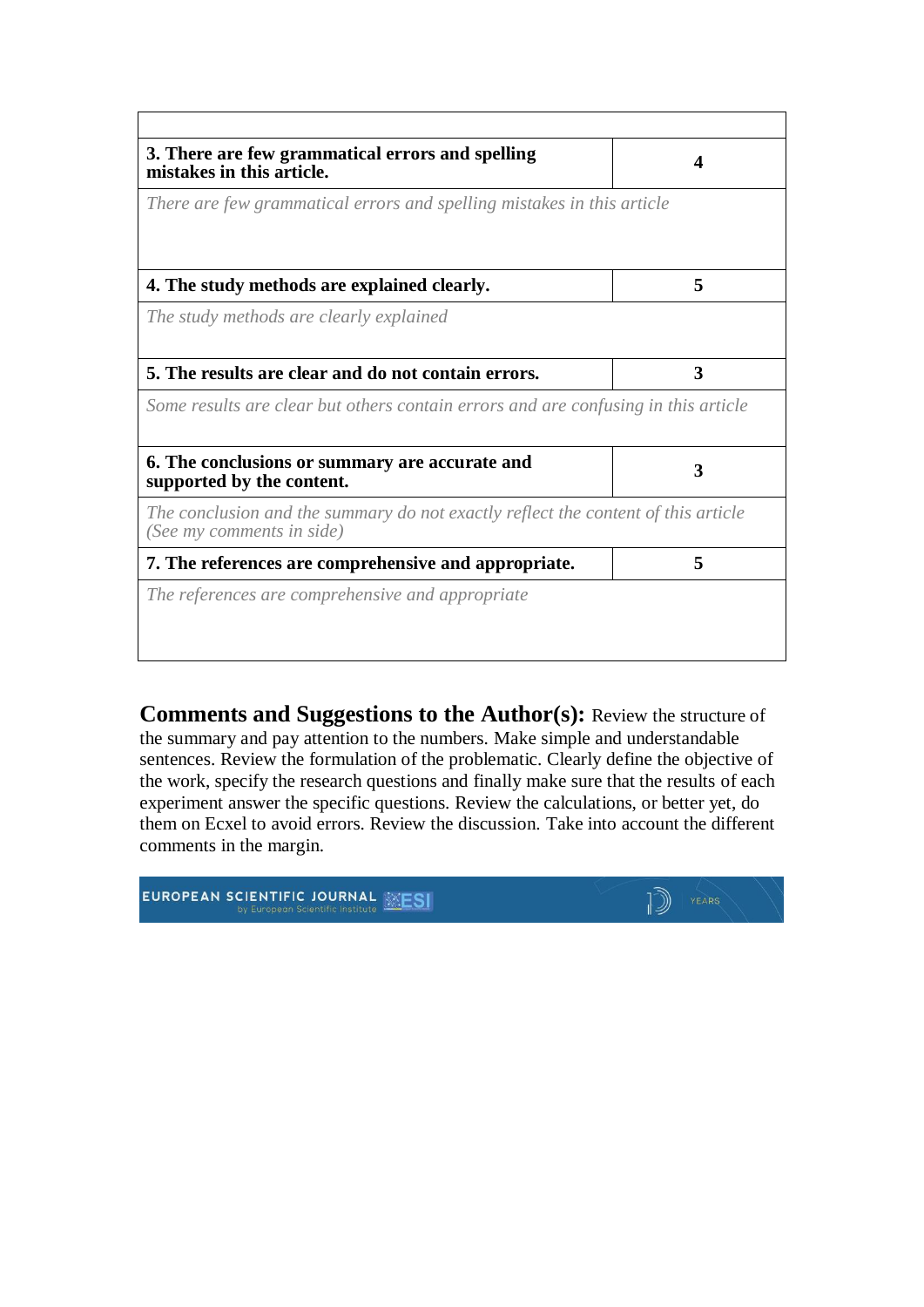| | |
|---|---|
| **3. There are few grammatical errors and spelling mistakes in this article.** | **4** |
| *There are few grammatical errors and spelling mistakes in this article* | |
| **4. The study methods are explained clearly.** | **5** |
| *The study methods are clearly explained* | |
| **5. The results are clear and do not contain errors.** | **3** |
| *Some results are clear but others contain errors and are confusing in this article* | |
| **6. The conclusions or summary are accurate and supported by the content.** | **3** |
| *The conclusion and the summary do not exactly reflect the content of this article (See my comments in side)* | |
| **7. The references are comprehensive and appropriate.** | **5** |
| *The references are comprehensive and appropriate* | |

**Comments and Suggestions to the Author(s):** Review the structure of the summary and pay attention to the numbers. Make simple and understandable sentences. Review the formulation of the problematic. Clearly define the objective of the work, specify the research questions and finally make sure that the results of each experiment answer the specific questions. Review the calculations, or better yet, do them on Ecxel to avoid errors. Review the discussion. Take into account the different comments in the margin.